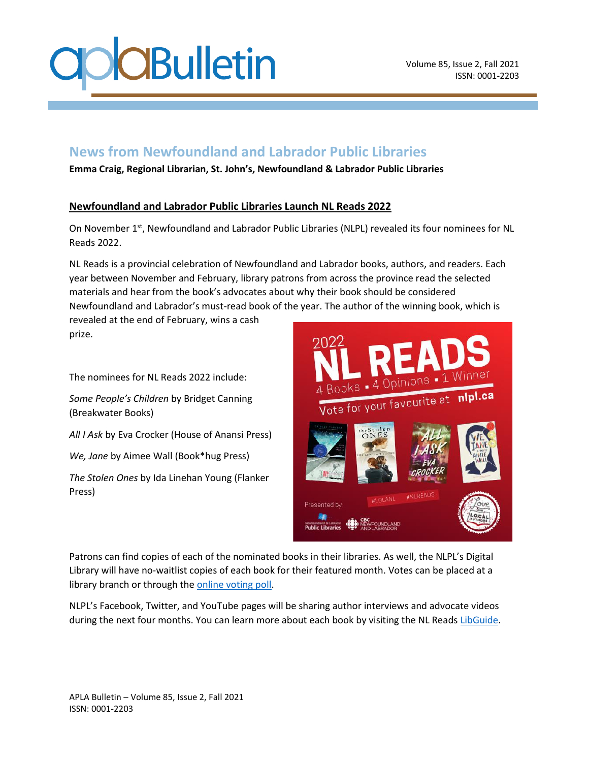## News from Newfoundland and Labrador Public Libraries

**Emma Craig, Regional Librarian, St. John's, Newfoundland & Labrador Public Libraries**

### Newfoundland and Labrador Public Libraries Launch NL Reads 2022

On November 1st, Newfoundland and Labrador Public Libraries (NLPL) revealed its four nominees for NL Reads 2022.

NL Reads is a provincial celebration of Newfoundland and Labrador books, authors, and readers. Each year between November and February, library patrons from across the province read the selected materials and hear from the book's advocates about why their book should be considered Newfoundland and Labrador's must-read book of the year. The author of the winning book, which is revealed at the end of February, wins a cash prize.

The nominees for NL Reads 2022 include:

*Some People's Children* by Bridget Canning (Breakwater Books)

*All I Ask* by Eva Crocker (House of Anansi Press)

*We, Jane* by Aimee Wall (Book*hug Press)

*The Stolen Ones* by Ida Linehan Young (Flanker Press)

Patrons can find copies of each of the nominated books in their libraries. As well, the NLPL's Digital Library will have no-waitlist copies of each book for their featured month. Votes can be placed at a library branch or through the online voting poll.

NLPL's Facebook, Twitter, and YouTube pages will be sharing author interviews and advocate videos during the next four months. You can learn more about each book by visiting the NL Reads LibGuide.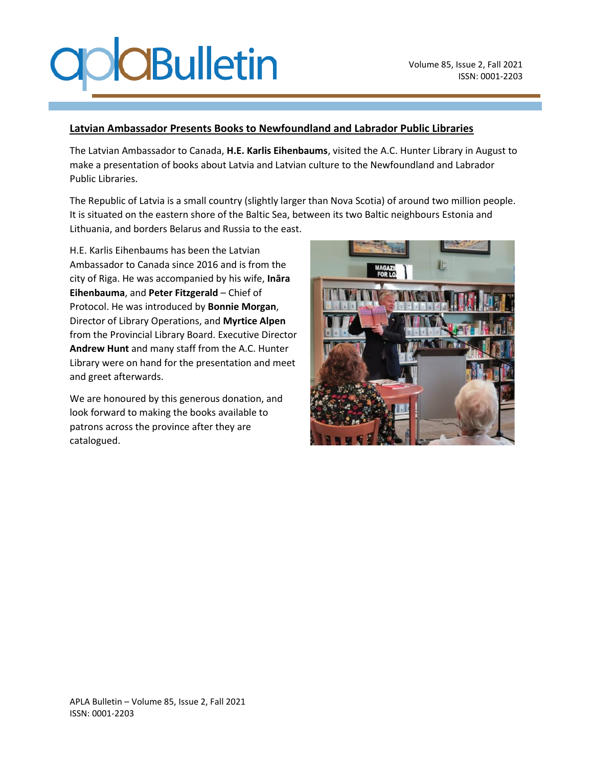## Latvian Ambassador Presents Books to Newfoundland and Labrador Public Libraries

The Latvian Ambassador to Canada, **H.E. Karlis Eihenbaums**, visited the A.C. Hunter Library in August to make a presentation of books about Latvia and Latvian culture to the Newfoundland and Labrador Public Libraries.

The Republic of Latvia is a small country (slightly larger than Nova Scotia) of around two million people. It is situated on the eastern shore of the Baltic Sea, between its two Baltic neighbours Estonia and Lithuania, and borders Belarus and Russia to the east.

H.E. Karlis Eihenbaums has been the Latvian Ambassador to Canada since 2016 and is from the city of Riga. He was accompanied by his wife, **Ināra Eihenbauma**, and **Peter Fitzgerald** – Chief of Protocol. He was introduced by **Bonnie Morgan**, Director of Library Operations, and **Myrtice Alpen** from the Provincial Library Board. Executive Director **Andrew Hunt** and many staff from the A.C. Hunter Library were on hand for the presentation and meet and greet afterwards.

We are honoured by this generous donation, and look forward to making the books available to patrons across the province after they are catalogued.